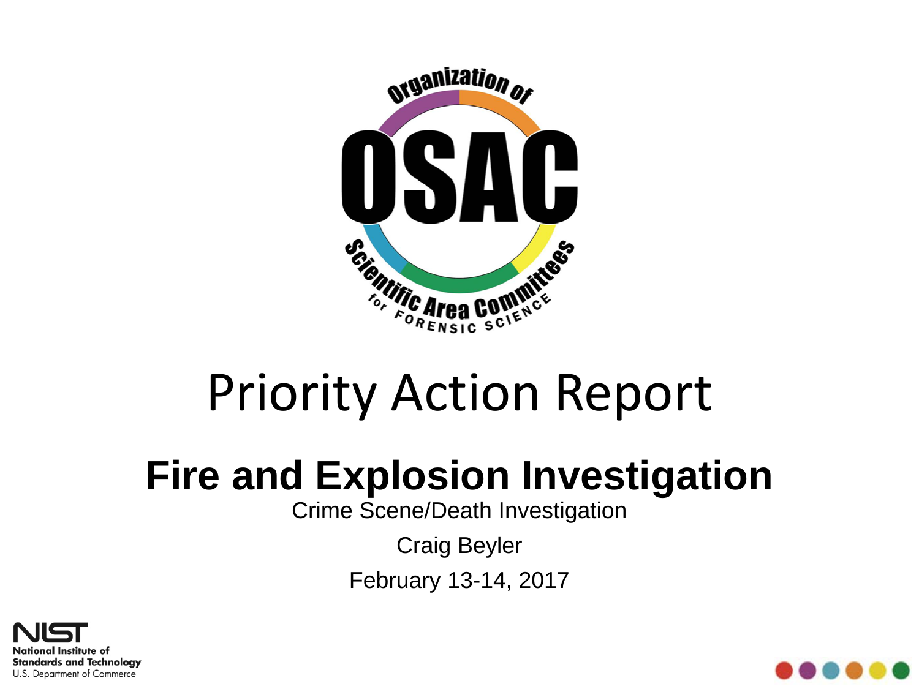# Priority Action Report

## Fire and Explosion Investigation

Crime Scene/Death Investigation

Craig Beyler

February 13-14, 2017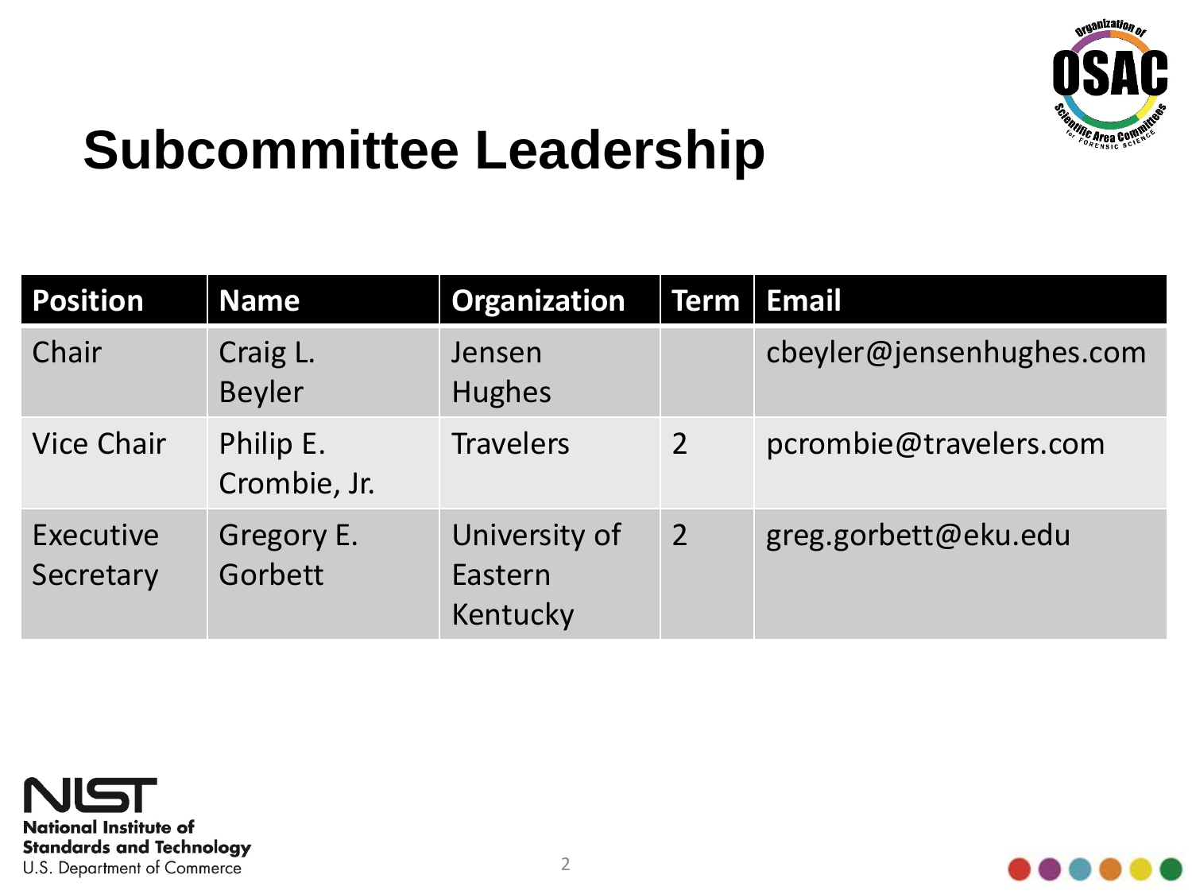# Subcommittee Leadership

| Position | Name | Organization | Term | Email |
|---|---|---|---|---|
| Chair | Craig L. Beyler | Jensen Hughes | | cbeyler@jensenhughes.com |
| Vice Chair | Philip E. Crombie, Jr. | Travelers | 2 | pcrombie@travelers.com |
| Executive Secretary | Gregory E. Gorbett | University of Eastern Kentucky | 2 | greg.gorbett@eku.edu |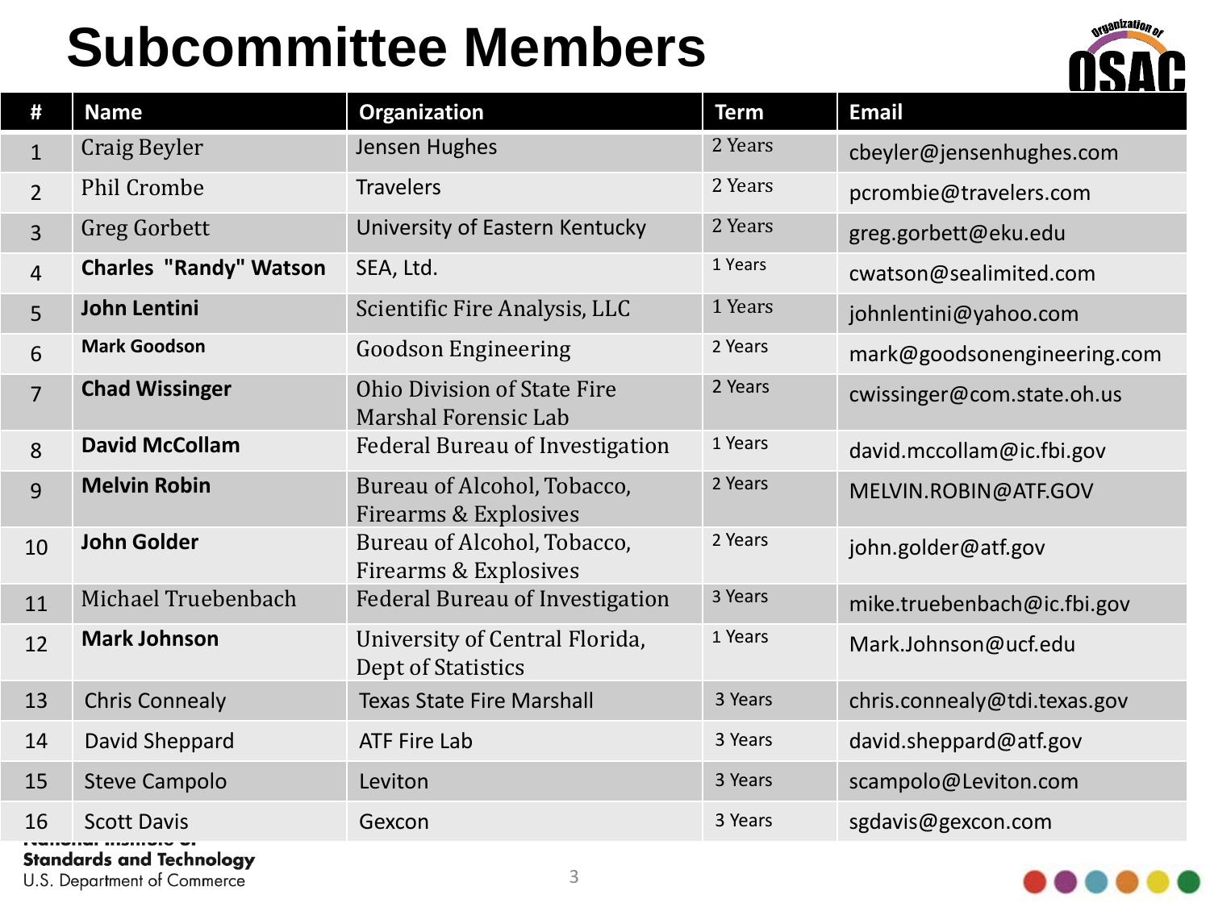# Subcommittee Members

| # | Name | Organization | Term | Email |
|---|---|---|---|---|
| 1 | Craig Beyler | Jensen Hughes | 2 Years | cbeyler@jensenhughes.com |
| 2 | Phil Crombe | Travelers | 2 Years | pcrombie@travelers.com |
| 3 | Greg Gorbett | University of Eastern Kentucky | 2 Years | greg.gorbett@eku.edu |
| 4 | **Charles "Randy" Watson** | SEA, Ltd. | 1 Years | cwatson@sealimited.com |
| 5 | **John Lentini** | Scientific Fire Analysis, LLC | 1 Years | johnlentini@yahoo.com |
| 6 | **Mark Goodson** | Goodson Engineering | 2 Years | mark@goodsonengineering.com |
| 7 | **Chad Wissinger** | Ohio Division of State Fire Marshal Forensic Lab | 2 Years | cwissinger@com.state.oh.us |
| 8 | **David McCollam** | Federal Bureau of Investigation | 1 Years | david.mccollam@ic.fbi.gov |
| 9 | **Melvin Robin** | Bureau of Alcohol, Tobacco, Firearms & Explosives | 2 Years | MELVIN.ROBIN@ATF.GOV |
| 10 | **John Golder** | Bureau of Alcohol, Tobacco, Firearms & Explosives | 2 Years | john.golder@atf.gov |
| 11 | Michael Truebenbach | Federal Bureau of Investigation | 3 Years | mike.truebenbach@ic.fbi.gov |
| 12 | **Mark Johnson** | University of Central Florida, Dept of Statistics | 1 Years | Mark.Johnson@ucf.edu |
| 13 | Chris Connealy | Texas State Fire Marshall | 3 Years | chris.connealy@tdi.texas.gov |
| 14 | David Sheppard | ATF Fire Lab | 3 Years | david.sheppard@atf.gov |
| 15 | Steve Campolo | Leviton | 3 Years | scampolo@Leviton.com |
| 16 | Scott Davis | Gexcon | 3 Years | sgdavis@gexcon.com |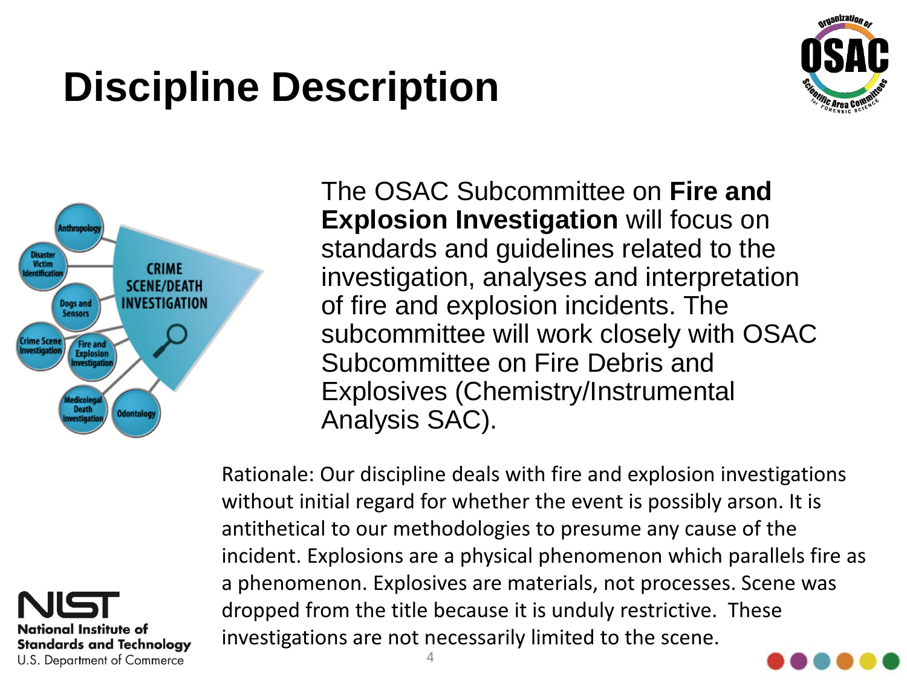# Discipline Description

The OSAC Subcommittee on **Fire and Explosion Investigation** will focus on standards and guidelines related to the investigation, analyses and interpretation of fire and explosion incidents. The subcommittee will work closely with OSAC Subcommittee on Fire Debris and Explosives (Chemistry/Instrumental Analysis SAC).

Rationale: Our discipline deals with fire and explosion investigations without initial regard for whether the event is possibly arson. It is antithetical to our methodologies to presume any cause of the incident. Explosions are a physical phenomenon which parallels fire as a phenomenon. Explosives are materials, not processes. Scene was dropped from the title because it is unduly restrictive. These investigations are not necessarily limited to the scene.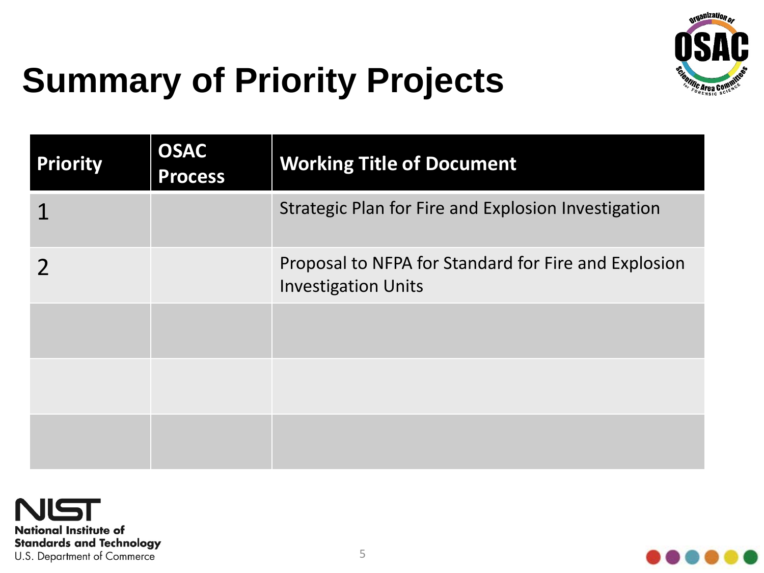# Summary of Priority Projects

| Priority | OSAC Process | Working Title of Document |
|---|---|---|
| 1 | | Strategic Plan for Fire and Explosion Investigation |
| 2 | | Proposal to NFPA for Standard for Fire and Explosion Investigation Units |
| | | |
| | | |
| | | |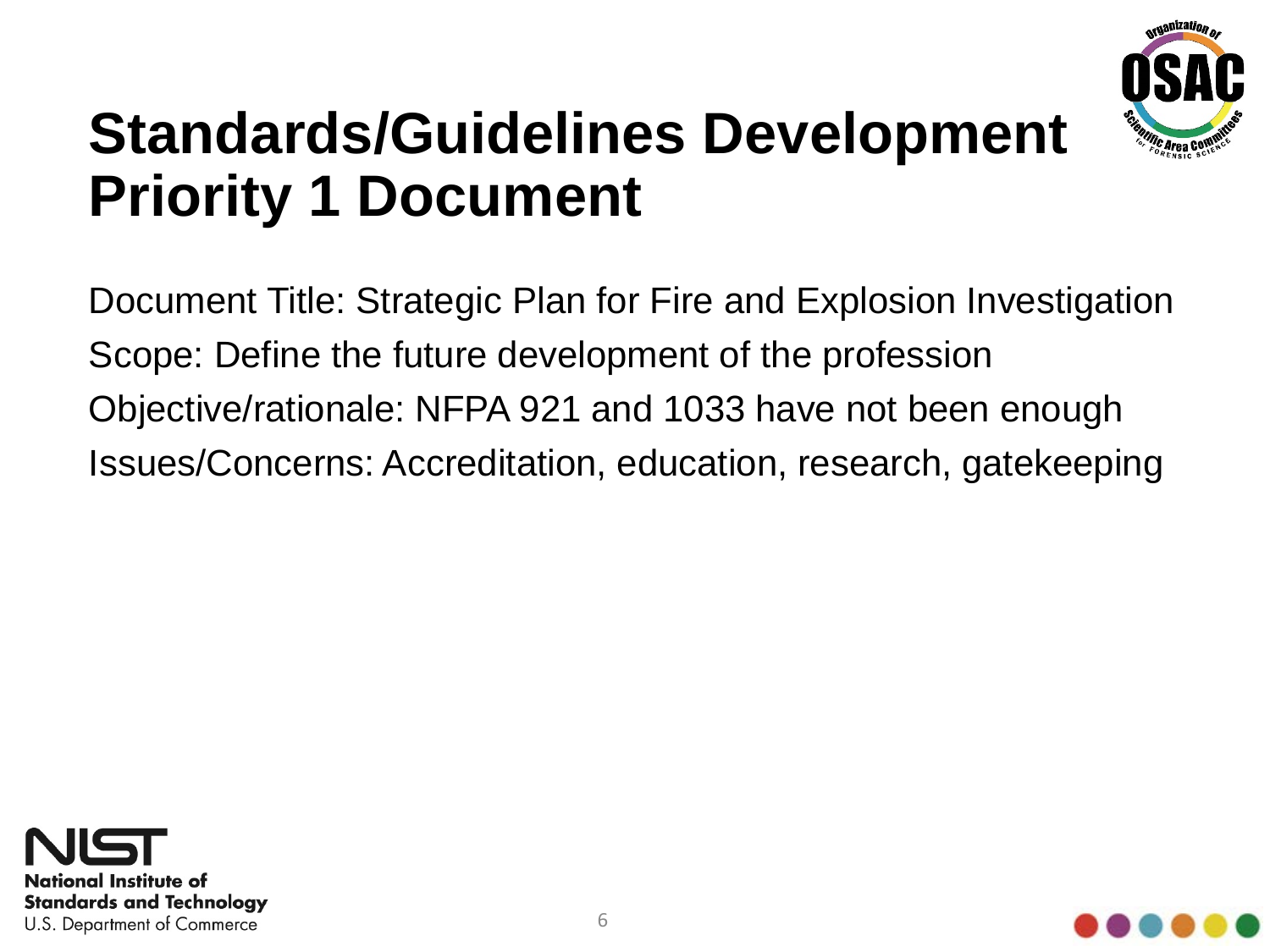# Standards/Guidelines Development Priority 1 Document

Document Title: Strategic Plan for Fire and Explosion Investigation

Scope: Define the future development of the profession

Objective/rationale: NFPA 921 and 1033 have not been enough

Issues/Concerns: Accreditation, education, research, gatekeeping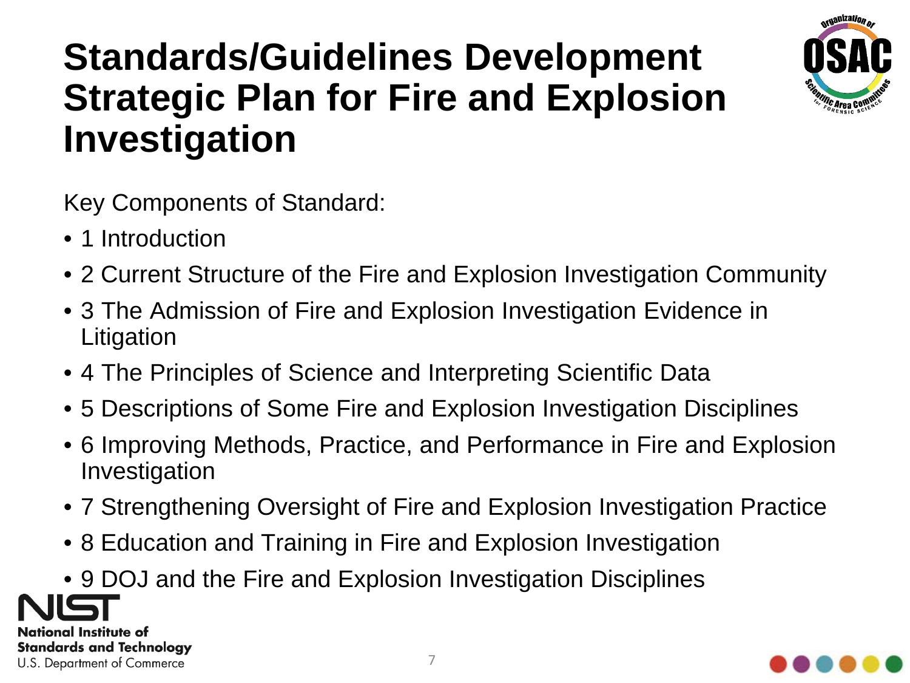# Standards/Guidelines Development Strategic Plan for Fire and Explosion Investigation

Key Components of Standard:

- 1 Introduction
- 2 Current Structure of the Fire and Explosion Investigation Community
- 3 The Admission of Fire and Explosion Investigation Evidence in Litigation
- 4 The Principles of Science and Interpreting Scientific Data
- 5 Descriptions of Some Fire and Explosion Investigation Disciplines
- 6 Improving Methods, Practice, and Performance in Fire and Explosion Investigation
- 7 Strengthening Oversight of Fire and Explosion Investigation Practice
- 8 Education and Training in Fire and Explosion Investigation
- 9 DOJ and the Fire and Explosion Investigation Disciplines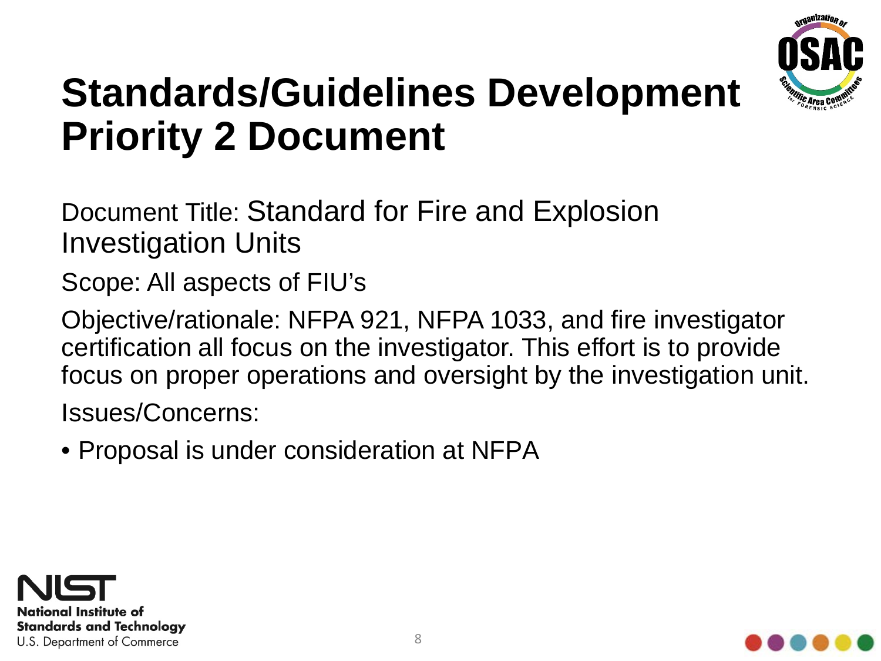# Standards/Guidelines Development Priority 2 Document

Document Title: Standard for Fire and Explosion Investigation Units

Scope: All aspects of FIU's

Objective/rationale: NFPA 921, NFPA 1033, and fire investigator certification all focus on the investigator. This effort is to provide focus on proper operations and oversight by the investigation unit.

Issues/Concerns:

- Proposal is under consideration at NFPA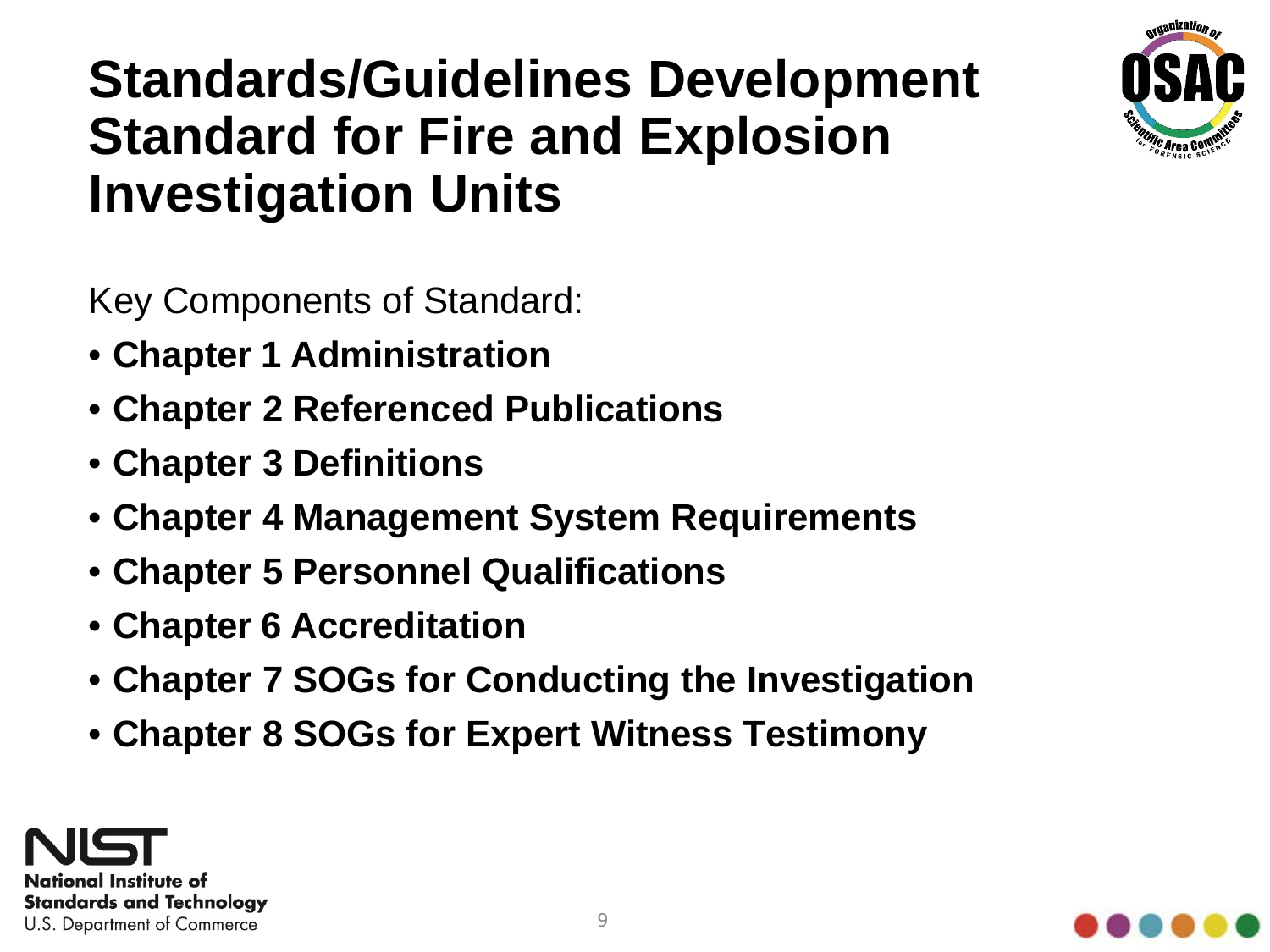# Standards/Guidelines Development Standard for Fire and Explosion Investigation Units

Key Components of Standard:

- **Chapter 1 Administration**
- **Chapter 2 Referenced Publications**
- **Chapter 3 Definitions**
- **Chapter 4 Management System Requirements**
- **Chapter 5 Personnel Qualifications**
- **Chapter 6 Accreditation**
- **Chapter 7 SOGs for Conducting the Investigation**
- **Chapter 8 SOGs for Expert Witness Testimony**